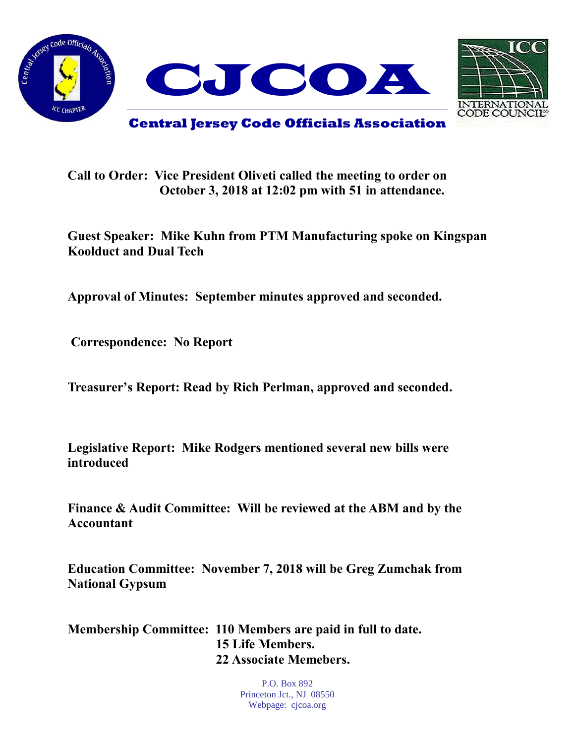# CJCOA

## Central Jersey Code Officials Association

**Call to Order: Vice President Oliveti called the meeting to order on October 3, 2018 at 12:02 pm with 51 in attendance.**

**Guest Speaker: Mike Kuhn from PTM Manufacturing spoke on Kingspan Koolduct and Dual Tech**

**Approval of Minutes: September minutes approved and seconded.**

**Correspondence: No Report**

**Treasurer's Report: Read by Rich Perlman, approved and seconded.**

**Legislative Report: Mike Rodgers mentioned several new bills were introduced**

**Finance & Audit Committee: Will be reviewed at the ABM and by the Accountant**

**Education Committee: November 7, 2018 will be Greg Zumchak from National Gypsum**

**Membership Committee: 110 Members are paid in full to date.**
**15 Life Members.**
**22 Associate Memebers.**

P.O. Box 892
Princeton Jct., NJ 08550
Webpage: cjcoa.org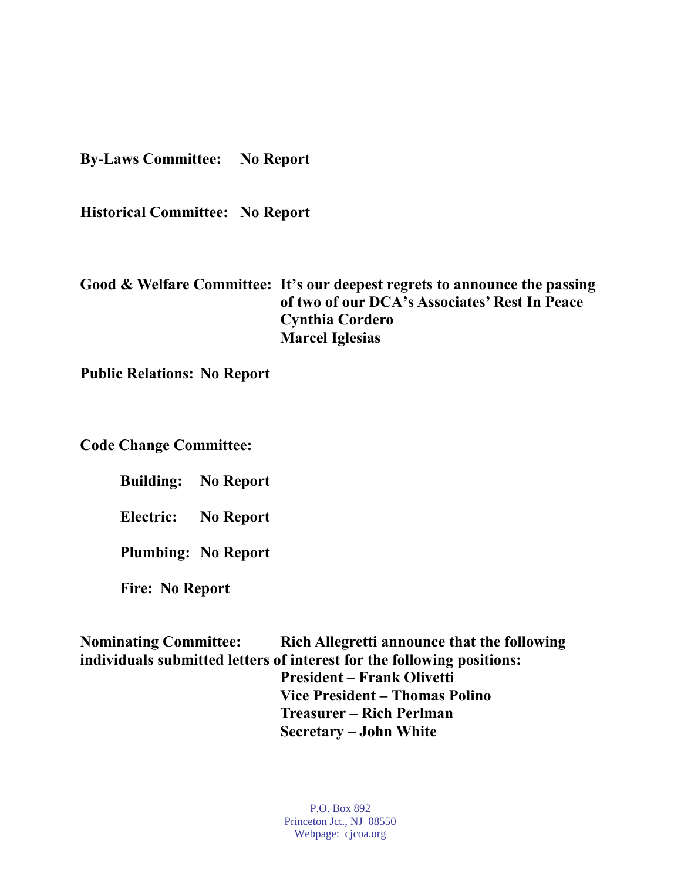**By-Laws Committee:** **No Report**

**Historical Committee:** **No Report**

**Good & Welfare Committee:** **It's our deepest regrets to announce the passing of two of our DCA's Associates' Rest In Peace**
**Cynthia Cordero**
**Marcel Iglesias**

**Public Relations:** **No Report**

**Code Change Committee:**

- **Building:** **No Report**
- **Electric:** **No Report**
- **Plumbing:** **No Report**
- **Fire:** **No Report**

**Nominating Committee:** **Rich Allegretti announce that the following individuals submitted letters of interest for the following positions:**
**President – Frank Olivetti**
**Vice President – Thomas Polino**
**Treasurer – Rich Perlman**
**Secretary – John White**

P.O. Box 892
Princeton Jct., NJ 08550
Webpage: cjcoa.org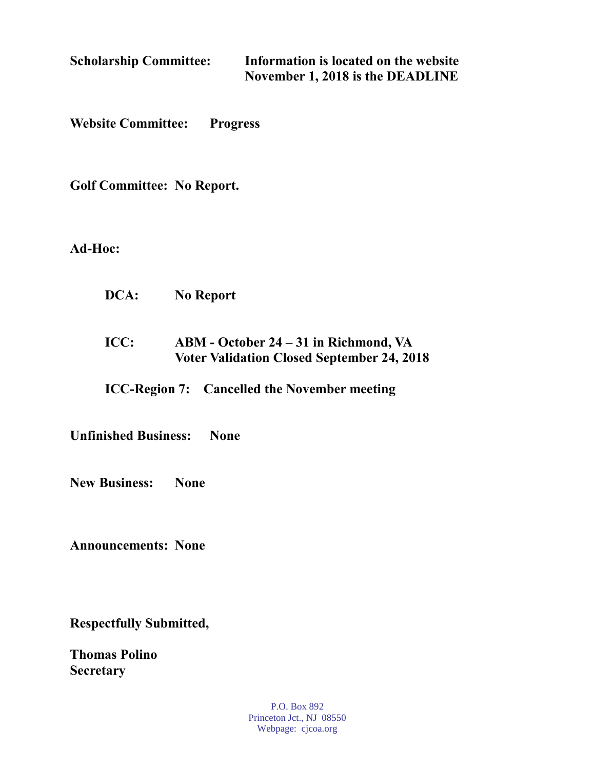**Scholarship Committee:** **Information is located on the website**
**November 1, 2018 is the DEADLINE**

**Website Committee:** **Progress**

**Golf Committee:** **No Report.**

**Ad-Hoc:**

**DCA:** **No Report**

**ICC:** **ABM - October 24 – 31 in Richmond, VA**
**Voter Validation Closed September 24, 2018**

**ICC-Region 7:** **Cancelled the November meeting**

**Unfinished Business:** **None**

**New Business:** **None**

**Announcements:** **None**

**Respectfully Submitted,**

**Thomas Polino**
**Secretary**

P.O. Box 892
Princeton Jct., NJ 08550
Webpage: cjcoa.org